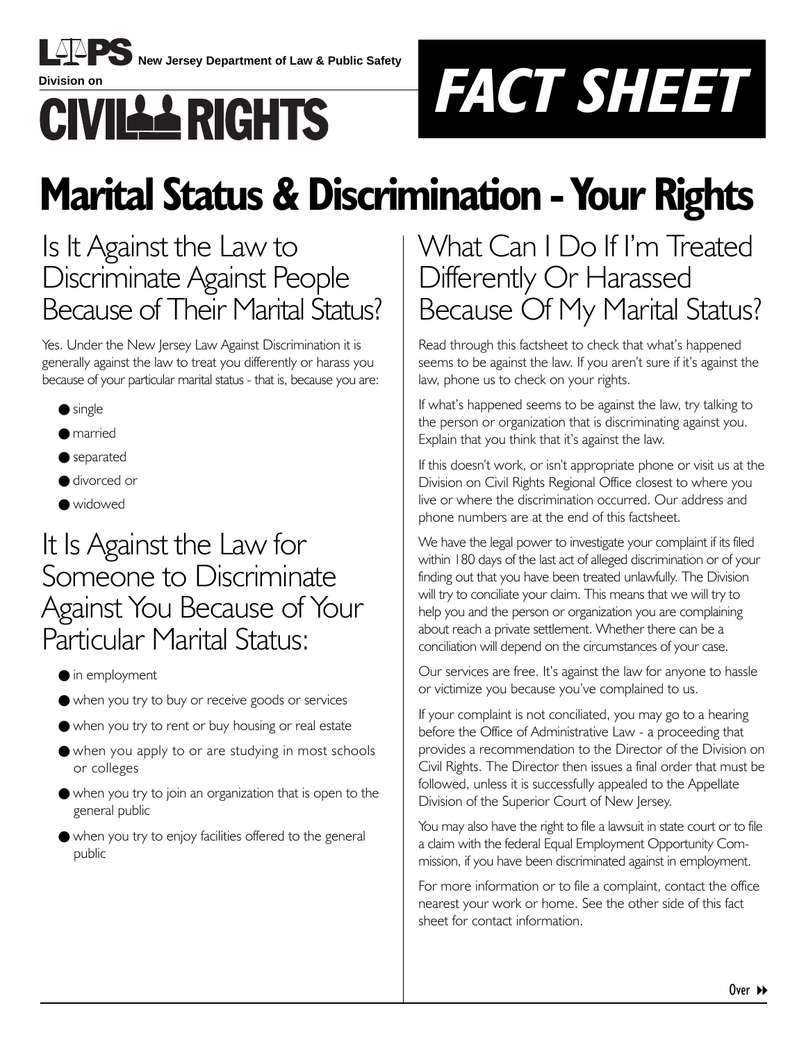LPS New Jersey Department of Law & Public Safety

Division on

CIVIL RIGHTS

FACT SHEET

# Marital Status & Discrimination - Your Rights

## Is It Against the Law to Discriminate Against People Because of Their Marital Status?

Yes. Under the New Jersey Law Against Discrimination it is generally against the law to treat you differently or harass you because of your particular marital status - that is, because you are:

- single
- married
- separated
- divorced or
- widowed

## It Is Against the Law for Someone to Discriminate Against You Because of Your Particular Marital Status:

- in employment
- when you try to buy or receive goods or services
- when you try to rent or buy housing or real estate
- when you apply to or are studying in most schools or colleges
- when you try to join an organization that is open to the general public
- when you try to enjoy facilities offered to the general public

## What Can I Do If I'm Treated Differently Or Harassed Because Of My Marital Status?

Read through this factsheet to check that what's happened seems to be against the law. If you aren't sure if it's against the law, phone us to check on your rights.

If what's happened seems to be against the law, try talking to the person or organization that is discriminating against you. Explain that you think that it's against the law.

If this doesn't work, or isn't appropriate phone or visit us at the Division on Civil Rights Regional Office closest to where you live or where the discrimination occurred. Our address and phone numbers are at the end of this factsheet.

We have the legal power to investigate your complaint if its filed within 180 days of the last act of alleged discrimination or of your finding out that you have been treated unlawfully. The Division will try to conciliate your claim. This means that we will try to help you and the person or organization you are complaining about reach a private settlement. Whether there can be a conciliation will depend on the circumstances of your case.

Our services are free. It's against the law for anyone to hassle or victimize you because you've complained to us.

If your complaint is not conciliated, you may go to a hearing before the Office of Administrative Law - a proceeding that provides a recommendation to the Director of the Division on Civil Rights. The Director then issues a final order that must be followed, unless it is successfully appealed to the Appellate Division of the Superior Court of New Jersey.

You may also have the right to file a lawsuit in state court or to file a claim with the federal Equal Employment Opportunity Commission, if you have been discriminated against in employment.

For more information or to file a complaint, contact the office nearest your work or home. See the other side of this fact sheet for contact information.

Over ▸▸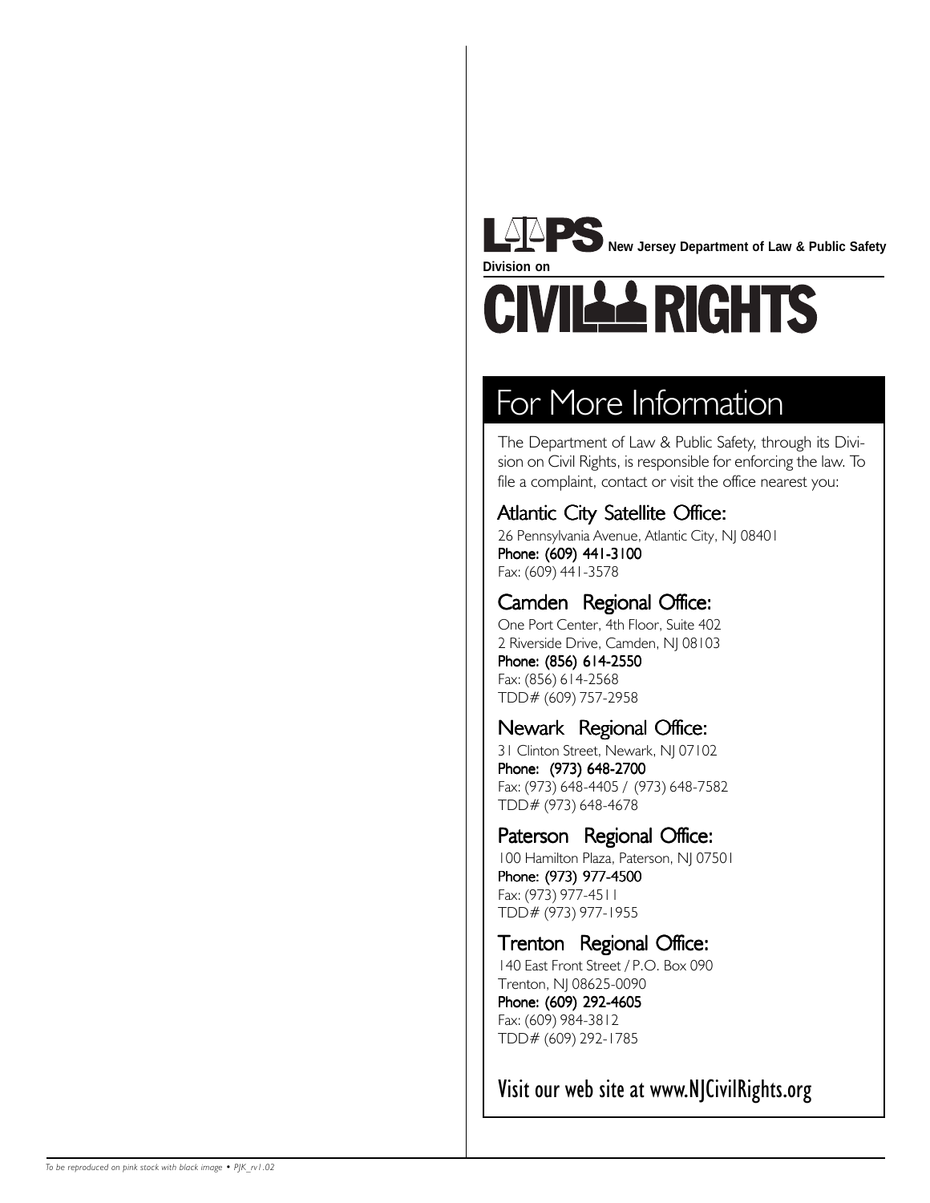**LPS** New Jersey Department of Law & Public Safety

Division on

# CIVIL RIGHTS

## For More Information

The Department of Law & Public Safety, through its Division on Civil Rights, is responsible for enforcing the law. To file a complaint, contact or visit the office nearest you:

### Atlantic City Satellite Office:

26 Pennsylvania Avenue, Atlantic City, NJ 08401
Phone: (609) 441-3100
Fax: (609) 441-3578

### Camden Regional Office:

One Port Center, 4th Floor, Suite 402
2 Riverside Drive, Camden, NJ 08103
Phone: (856) 614-2550
Fax: (856) 614-2568
TDD# (609) 757-2958

### Newark Regional Office:

31 Clinton Street, Newark, NJ 07102
Phone: (973) 648-2700
Fax: (973) 648-4405 / (973) 648-7582
TDD# (973) 648-4678

### Paterson Regional Office:

100 Hamilton Plaza, Paterson, NJ 07501
Phone: (973) 977-4500
Fax: (973) 977-4511
TDD# (973) 977-1955

### Trenton Regional Office:

140 East Front Street / P.O. Box 090
Trenton, NJ 08625-0090
Phone: (609) 292-4605
Fax: (609) 984-3812
TDD# (609) 292-1785

Visit our web site at www.NJCivilRights.org

*To be reproduced on pink stock with black image • PJK_rv1.02*